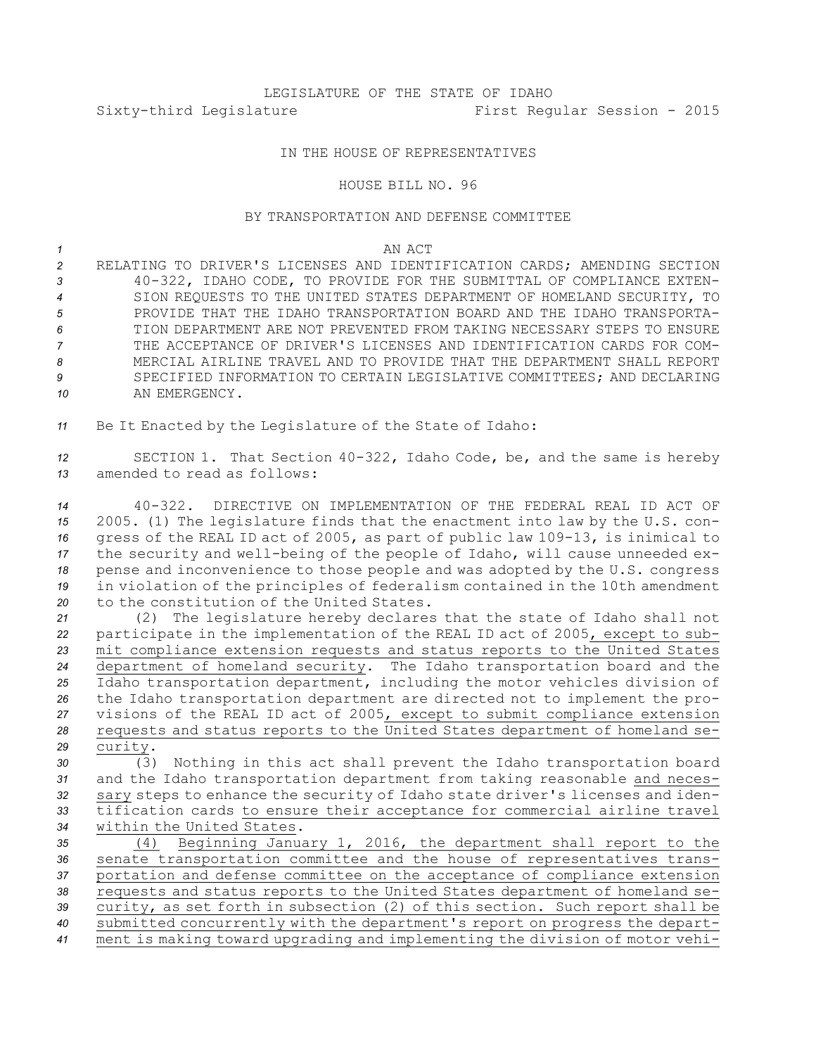LEGISLATURE OF THE STATE OF IDAHO

Sixty-third Legislature First Regular Session - 2015

IN THE HOUSE OF REPRESENTATIVES

HOUSE BILL NO. 96

BY TRANSPORTATION AND DEFENSE COMMITTEE

AN ACT

RELATING TO DRIVER'S LICENSES AND IDENTIFICATION CARDS; AMENDING SECTION 40-322, IDAHO CODE, TO PROVIDE FOR THE SUBMITTAL OF COMPLIANCE EXTENSION REQUESTS TO THE UNITED STATES DEPARTMENT OF HOMELAND SECURITY, TO PROVIDE THAT THE IDAHO TRANSPORTATION BOARD AND THE IDAHO TRANSPORTATION DEPARTMENT ARE NOT PREVENTED FROM TAKING NECESSARY STEPS TO ENSURE THE ACCEPTANCE OF DRIVER'S LICENSES AND IDENTIFICATION CARDS FOR COMMERCIAL AIRLINE TRAVEL AND TO PROVIDE THAT THE DEPARTMENT SHALL REPORT SPECIFIED INFORMATION TO CERTAIN LEGISLATIVE COMMITTEES; AND DECLARING AN EMERGENCY.

Be It Enacted by the Legislature of the State of Idaho:

SECTION 1. That Section 40-322, Idaho Code, be, and the same is hereby amended to read as follows:

40-322. DIRECTIVE ON IMPLEMENTATION OF THE FEDERAL REAL ID ACT OF 2005. (1) The legislature finds that the enactment into law by the U.S. congress of the REAL ID act of 2005, as part of public law 109-13, is inimical to the security and well-being of the people of Idaho, will cause unneeded expense and inconvenience to those people and was adopted by the U.S. congress in violation of the principles of federalism contained in the 10th amendment to the constitution of the United States.

(2) The legislature hereby declares that the state of Idaho shall not participate in the implementation of the REAL ID act of 2005<u>, except to submit compliance extension requests and status reports to the United States department of homeland security</u>. The Idaho transportation board and the Idaho transportation department, including the motor vehicles division of the Idaho transportation department are directed not to implement the provisions of the REAL ID act of 2005<u>, except to submit compliance extension requests and status reports to the United States department of homeland security</u>.

(3) Nothing in this act shall prevent the Idaho transportation board and the Idaho transportation department from taking reasonable <u>and necessary</u> steps to enhance the security of Idaho state driver's licenses and identification cards <u>to ensure their acceptance for commercial airline travel within the United States</u>.

<u>(4) Beginning January 1, 2016, the department shall report to the senate transportation committee and the house of representatives transportation and defense committee on the acceptance of compliance extension requests and status reports to the United States department of homeland security, as set forth in subsection (2) of this section. Such report shall be submitted concurrently with the department's report on progress the department is making toward upgrading and implementing the division of motor vehi-</u>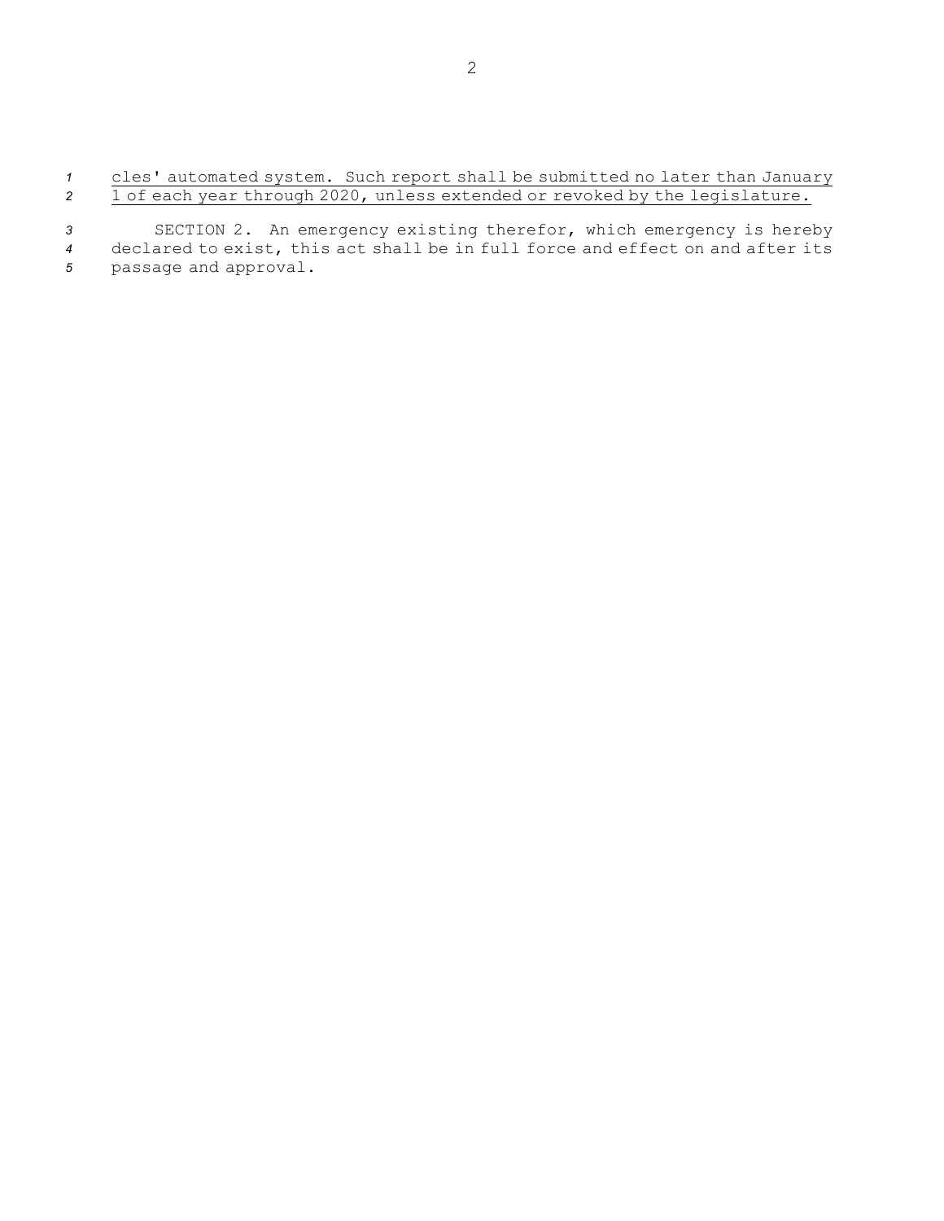cles' automated system. Such report shall be submitted no later than January 1 of each year through 2020, unless extended or revoked by the legislature.

SECTION 2. An emergency existing therefor, which emergency is hereby declared to exist, this act shall be in full force and effect on and after its passage and approval.